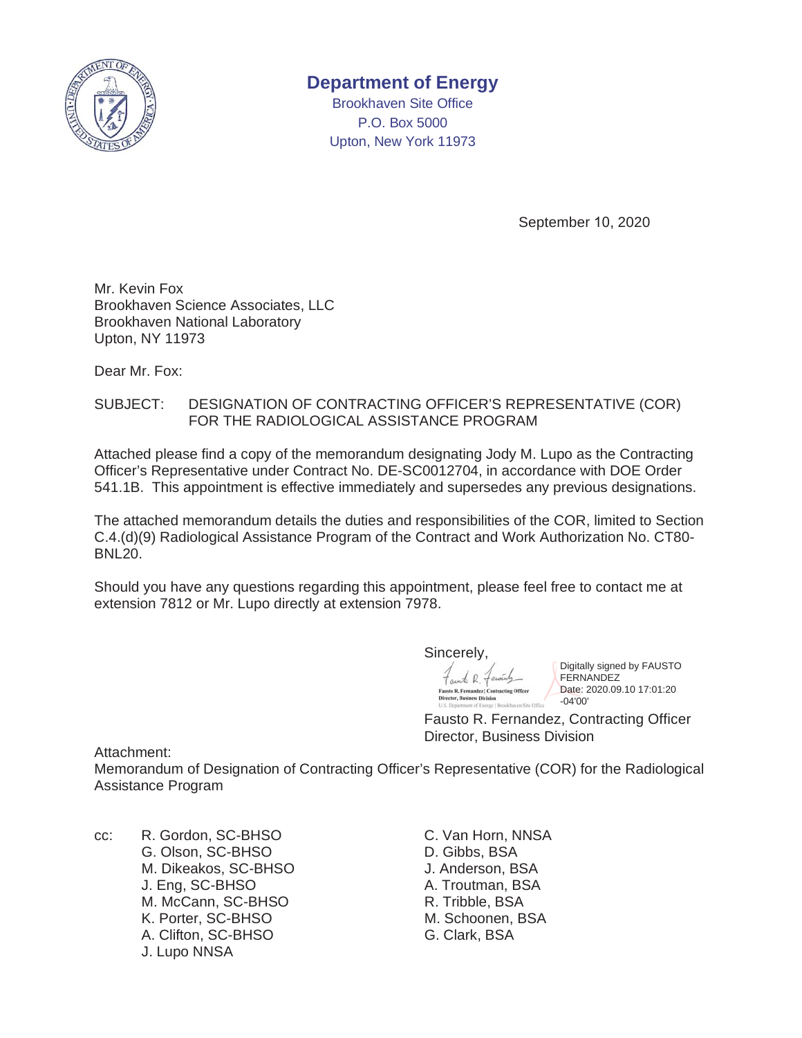# Department of Energy

Brookhaven Site Office
P.O. Box 5000
Upton, New York 11973

September 10, 2020

Mr. Kevin Fox
Brookhaven Science Associates, LLC
Brookhaven National Laboratory
Upton, NY 11973

Dear Mr. Fox:

SUBJECT: DESIGNATION OF CONTRACTING OFFICER'S REPRESENTATIVE (COR) FOR THE RADIOLOGICAL ASSISTANCE PROGRAM

Attached please find a copy of the memorandum designating Jody M. Lupo as the Contracting Officer's Representative under Contract No. DE-SC0012704, in accordance with DOE Order 541.1B. This appointment is effective immediately and supersedes any previous designations.

The attached memorandum details the duties and responsibilities of the COR, limited to Section C.4.(d)(9) Radiological Assistance Program of the Contract and Work Authorization No. CT80-BNL20.

Should you have any questions regarding this appointment, please feel free to contact me at extension 7812 or Mr. Lupo directly at extension 7978.

Sincerely,

Fausto R. Fernandez | Contracting Officer
Director, Business Division
U.S. Department of Energy | Brookhaven Site Office

Digitally signed by FAUSTO FERNANDEZ
Date: 2020.09.10 17:01:20 -04'00'

Fausto R. Fernandez, Contracting Officer
Director, Business Division

Attachment:
Memorandum of Designation of Contracting Officer's Representative (COR) for the Radiological Assistance Program

cc:
R. Gordon, SC-BHSO
G. Olson, SC-BHSO
M. Dikeakos, SC-BHSO
J. Eng, SC-BHSO
M. McCann, SC-BHSO
K. Porter, SC-BHSO
A. Clifton, SC-BHSO
J. Lupo NNSA
C. Van Horn, NNSA
D. Gibbs, BSA
J. Anderson, BSA
A. Troutman, BSA
R. Tribble, BSA
M. Schoonen, BSA
G. Clark, BSA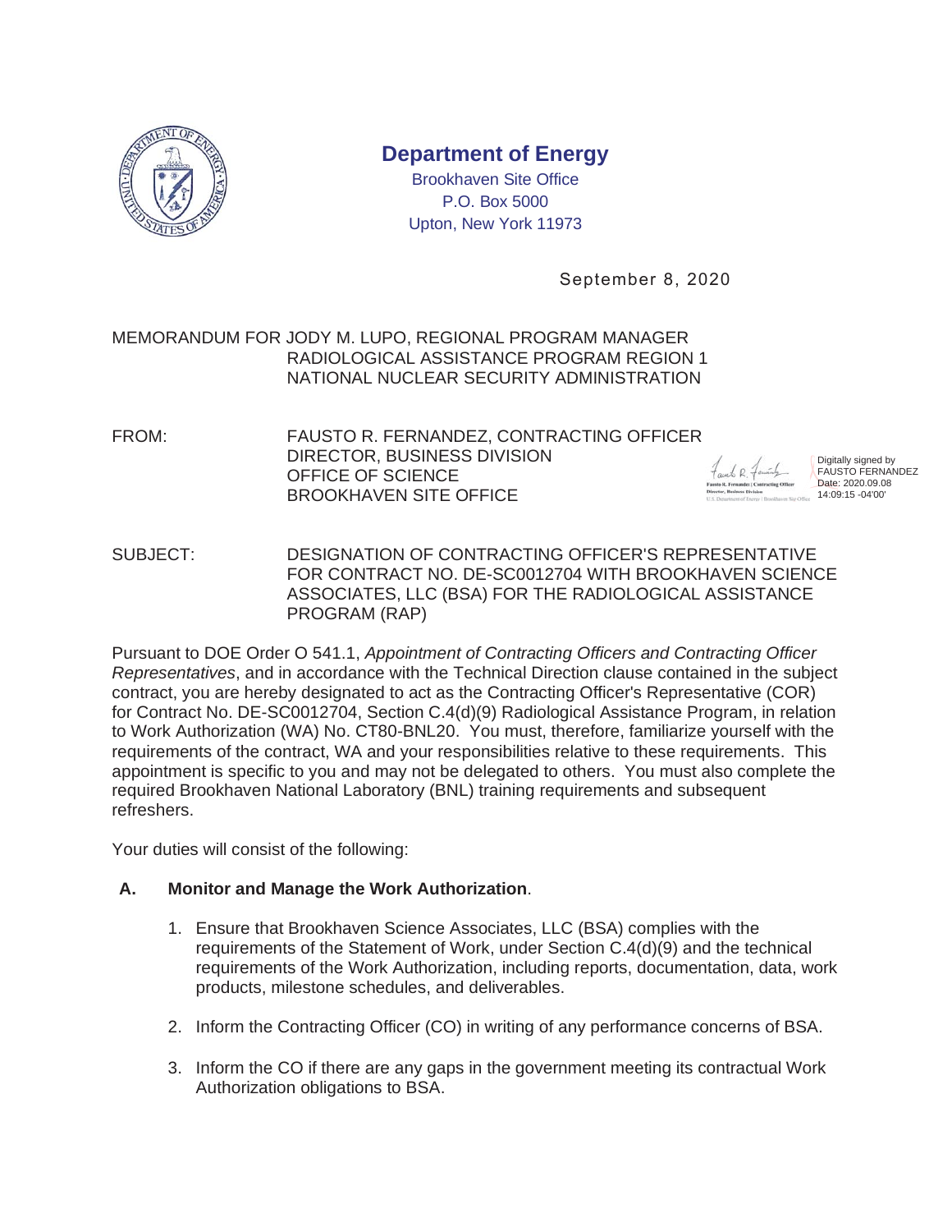# Department of Energy

Brookhaven Site Office
P.O. Box 5000
Upton, New York 11973

September 8, 2020

MEMORANDUM FOR JODY M. LUPO, REGIONAL PROGRAM MANAGER
RADIOLOGICAL ASSISTANCE PROGRAM REGION 1
NATIONAL NUCLEAR SECURITY ADMINISTRATION

FROM: FAUSTO R. FERNANDEZ, CONTRACTING OFFICER
DIRECTOR, BUSINESS DIVISION
OFFICE OF SCIENCE
BROOKHAVEN SITE OFFICE

Digitally signed by FAUSTO FERNANDEZ
Date: 2020.09.08 14:09:15 -04'00'

SUBJECT: DESIGNATION OF CONTRACTING OFFICER'S REPRESENTATIVE FOR CONTRACT NO. DE-SC0012704 WITH BROOKHAVEN SCIENCE ASSOCIATES, LLC (BSA) FOR THE RADIOLOGICAL ASSISTANCE PROGRAM (RAP)

Pursuant to DOE Order O 541.1, *Appointment of Contracting Officers and Contracting Officer Representatives*, and in accordance with the Technical Direction clause contained in the subject contract, you are hereby designated to act as the Contracting Officer's Representative (COR) for Contract No. DE-SC0012704, Section C.4(d)(9) Radiological Assistance Program, in relation to Work Authorization (WA) No. CT80-BNL20. You must, therefore, familiarize yourself with the requirements of the contract, WA and your responsibilities relative to these requirements. This appointment is specific to you and may not be delegated to others. You must also complete the required Brookhaven National Laboratory (BNL) training requirements and subsequent refreshers.

Your duties will consist of the following:

**A. Monitor and Manage the Work Authorization**.

1. Ensure that Brookhaven Science Associates, LLC (BSA) complies with the requirements of the Statement of Work, under Section C.4(d)(9) and the technical requirements of the Work Authorization, including reports, documentation, data, work products, milestone schedules, and deliverables.

2. Inform the Contracting Officer (CO) in writing of any performance concerns of BSA.

3. Inform the CO if there are any gaps in the government meeting its contractual Work Authorization obligations to BSA.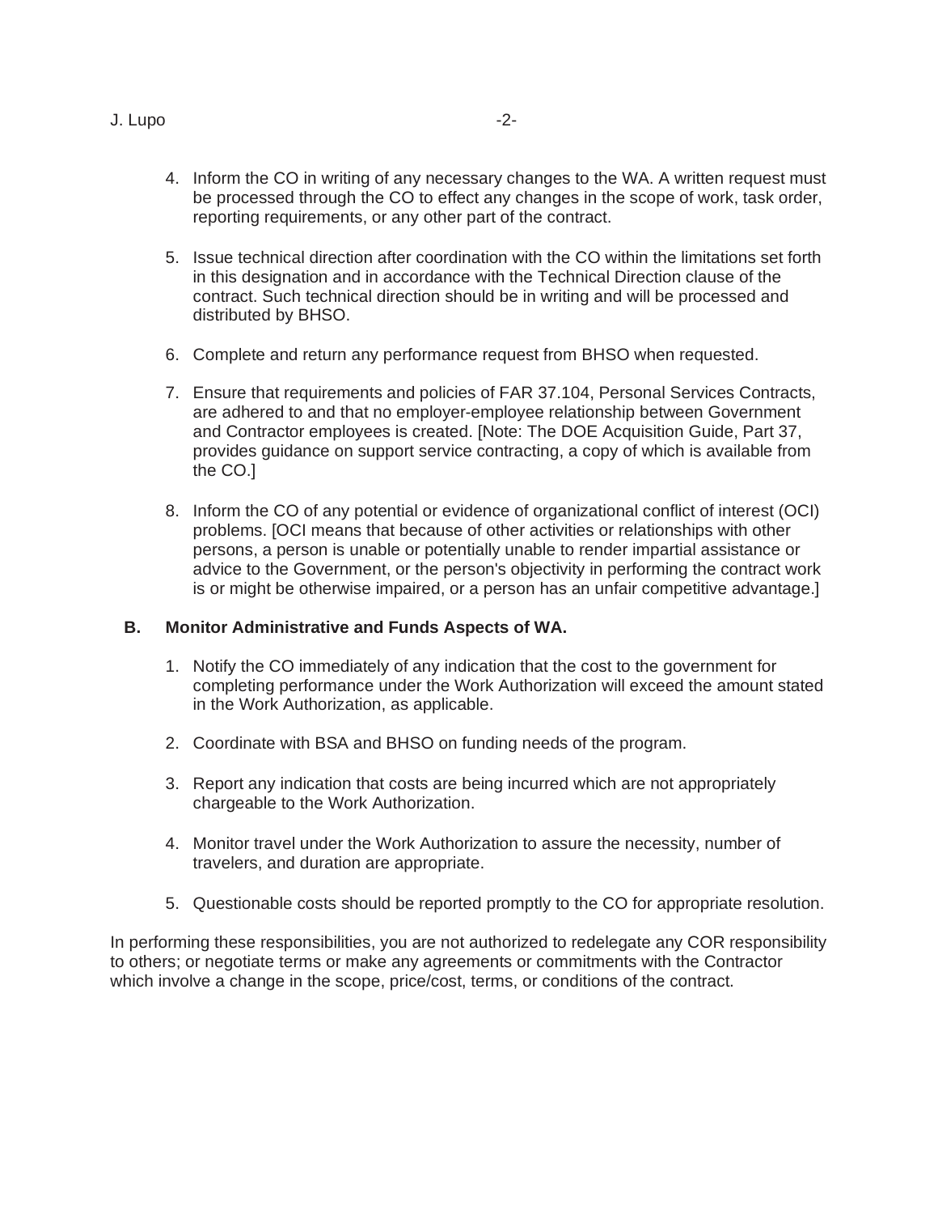4. Inform the CO in writing of any necessary changes to the WA. A written request must be processed through the CO to effect any changes in the scope of work, task order, reporting requirements, or any other part of the contract.

5. Issue technical direction after coordination with the CO within the limitations set forth in this designation and in accordance with the Technical Direction clause of the contract. Such technical direction should be in writing and will be processed and distributed by BHSO.

6. Complete and return any performance request from BHSO when requested.

7. Ensure that requirements and policies of FAR 37.104, Personal Services Contracts, are adhered to and that no employer-employee relationship between Government and Contractor employees is created. [Note: The DOE Acquisition Guide, Part 37, provides guidance on support service contracting, a copy of which is available from the CO.]

8. Inform the CO of any potential or evidence of organizational conflict of interest (OCI) problems. [OCI means that because of other activities or relationships with other persons, a person is unable or potentially unable to render impartial assistance or advice to the Government, or the person's objectivity in performing the contract work is or might be otherwise impaired, or a person has an unfair competitive advantage.]

**B. Monitor Administrative and Funds Aspects of WA.**

1. Notify the CO immediately of any indication that the cost to the government for completing performance under the Work Authorization will exceed the amount stated in the Work Authorization, as applicable.

2. Coordinate with BSA and BHSO on funding needs of the program.

3. Report any indication that costs are being incurred which are not appropriately chargeable to the Work Authorization.

4. Monitor travel under the Work Authorization to assure the necessity, number of travelers, and duration are appropriate.

5. Questionable costs should be reported promptly to the CO for appropriate resolution.

In performing these responsibilities, you are not authorized to redelegate any COR responsibility to others; or negotiate terms or make any agreements or commitments with the Contractor which involve a change in the scope, price/cost, terms, or conditions of the contract.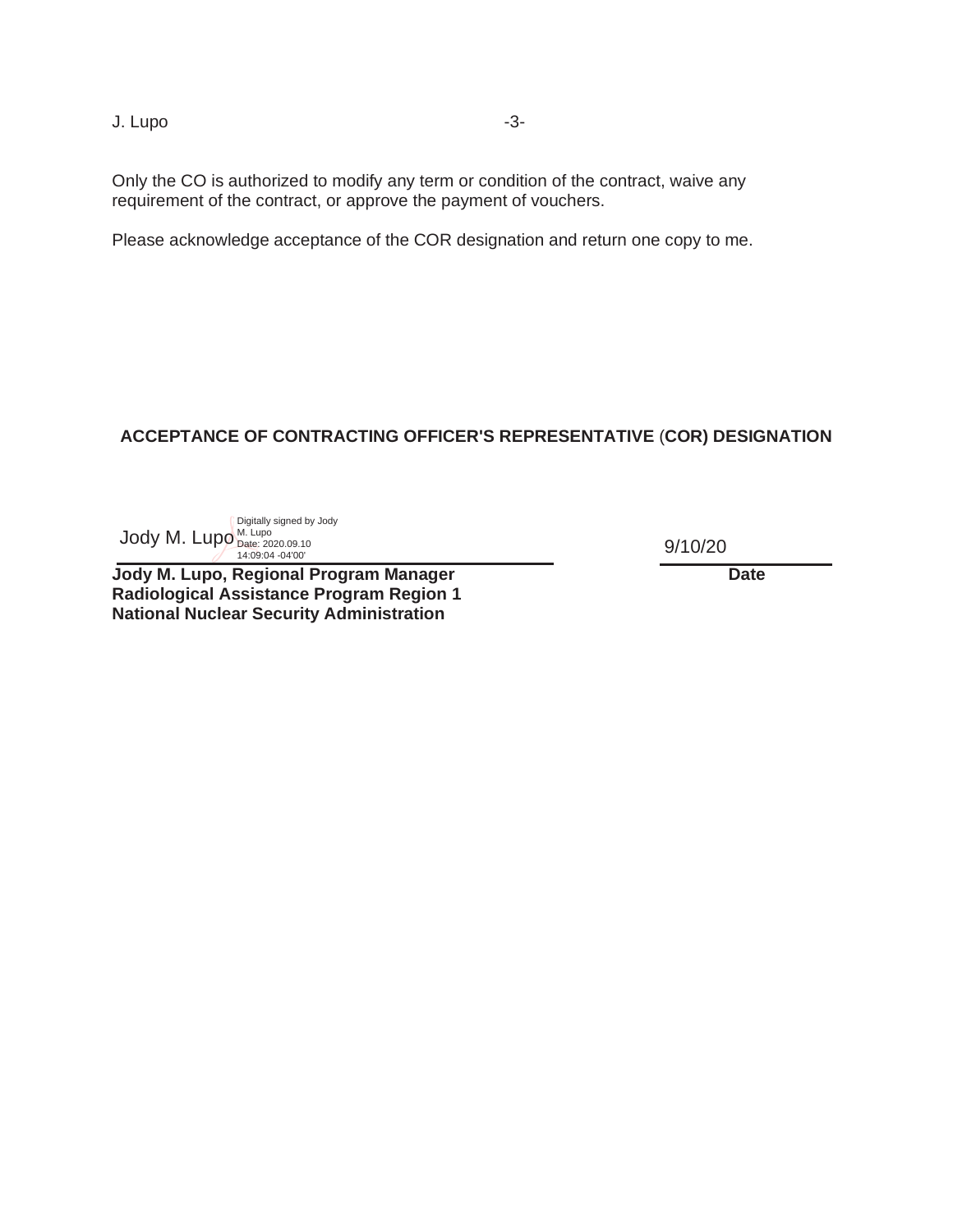Only the CO is authorized to modify any term or condition of the contract, waive any requirement of the contract, or approve the payment of vouchers.

Please acknowledge acceptance of the COR designation and return one copy to me.

**ACCEPTANCE OF CONTRACTING OFFICER'S REPRESENTATIVE (COR) DESIGNATION**

Jody M. Lupo Digitally signed by Jody M. Lupo Date: 2020.09.10 14:09:04 -04'00'

**Jody M. Lupo, Regional Program Manager**
**Radiological Assistance Program Region 1**
**National Nuclear Security Administration**

9/10/20
**Date**